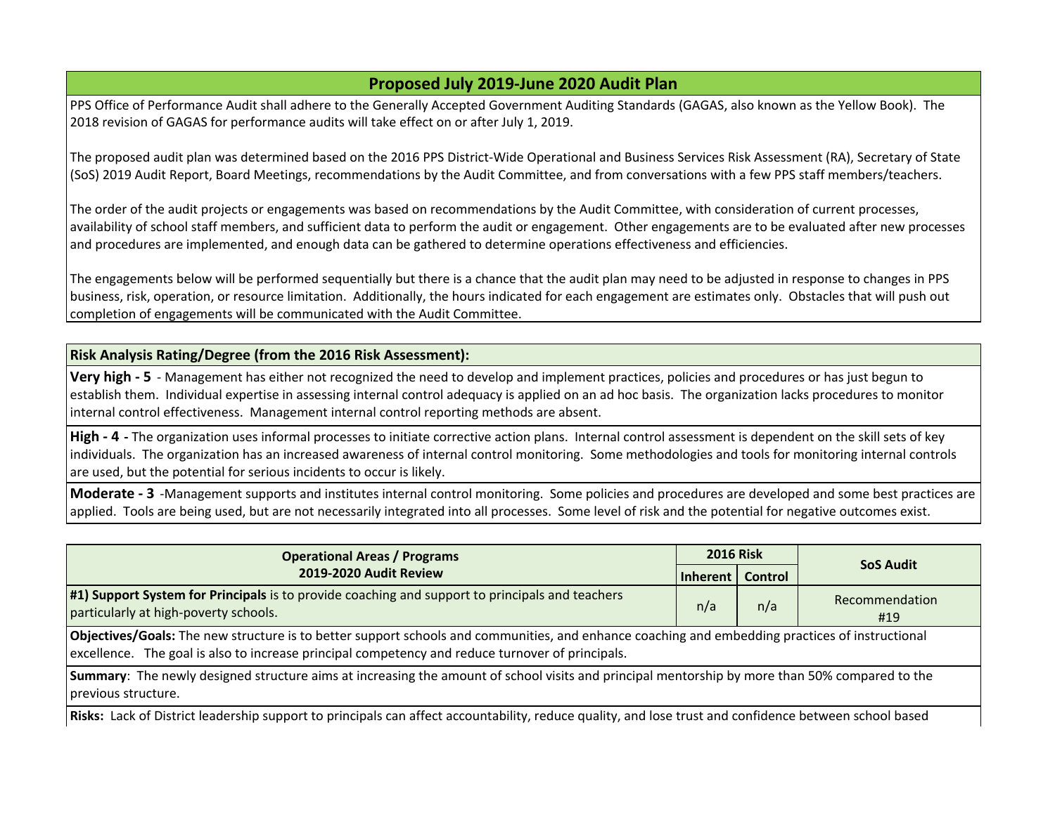## Proposed July 2019-June 2020 Audit Plan

PPS Office of Performance Audit shall adhere to the Generally Accepted Government Auditing Standards (GAGAS, also known as the Yellow Book). The 2018 revision of GAGAS for performance audits will take effect on or after July 1, 2019.

The proposed audit plan was determined based on the 2016 PPS District-Wide Operational and Business Services Risk Assessment (RA), Secretary of State (SoS) 2019 Audit Report, Board Meetings, recommendations by the Audit Committee, and from conversations with a few PPS staff members/teachers.

The order of the audit projects or engagements was based on recommendations by the Audit Committee, with consideration of current processes, availability of school staff members, and sufficient data to perform the audit or engagement. Other engagements are to be evaluated after new processes and procedures are implemented, and enough data can be gathered to determine operations effectiveness and efficiencies.

The engagements below will be performed sequentially but there is a chance that the audit plan may need to be adjusted in response to changes in PPS business, risk, operation, or resource limitation. Additionally, the hours indicated for each engagement are estimates only. Obstacles that will push out completion of engagements will be communicated with the Audit Committee.

### Risk Analysis Rating/Degree (from the 2016 Risk Assessment):

**Very high - 5** - Management has either not recognized the need to develop and implement practices, policies and procedures or has just begun to establish them. Individual expertise in assessing internal control adequacy is applied on an ad hoc basis. The organization lacks procedures to monitor internal control effectiveness. Management internal control reporting methods are absent.

**High - 4** - The organization uses informal processes to initiate corrective action plans. Internal control assessment is dependent on the skill sets of key individuals. The organization has an increased awareness of internal control monitoring. Some methodologies and tools for monitoring internal controls are used, but the potential for serious incidents to occur is likely.

**Moderate - 3** -Management supports and institutes internal control monitoring. Some policies and procedures are developed and some best practices are applied. Tools are being used, but are not necessarily integrated into all processes. Some level of risk and the potential for negative outcomes exist.

| Operational Areas / Programs 2019-2020 Audit Review | 2016 Risk | | SoS Audit |
|---|---|---|---|
| | Inherent | Control | |
| **#1) Support System for Principals** is to provide coaching and support to principals and teachers particularly at high-poverty schools. | n/a | n/a | Recommendation #19 |
| **Objectives/Goals:** The new structure is to better support schools and communities, and enhance coaching and embedding practices of instructional excellence. The goal is also to increase principal competency and reduce turnover of principals. | | | |
| **Summary**: The newly designed structure aims at increasing the amount of school visits and principal mentorship by more than 50% compared to the previous structure. | | | |
| **Risks:** Lack of District leadership support to principals can affect accountability, reduce quality, and lose trust and confidence between school based | | | |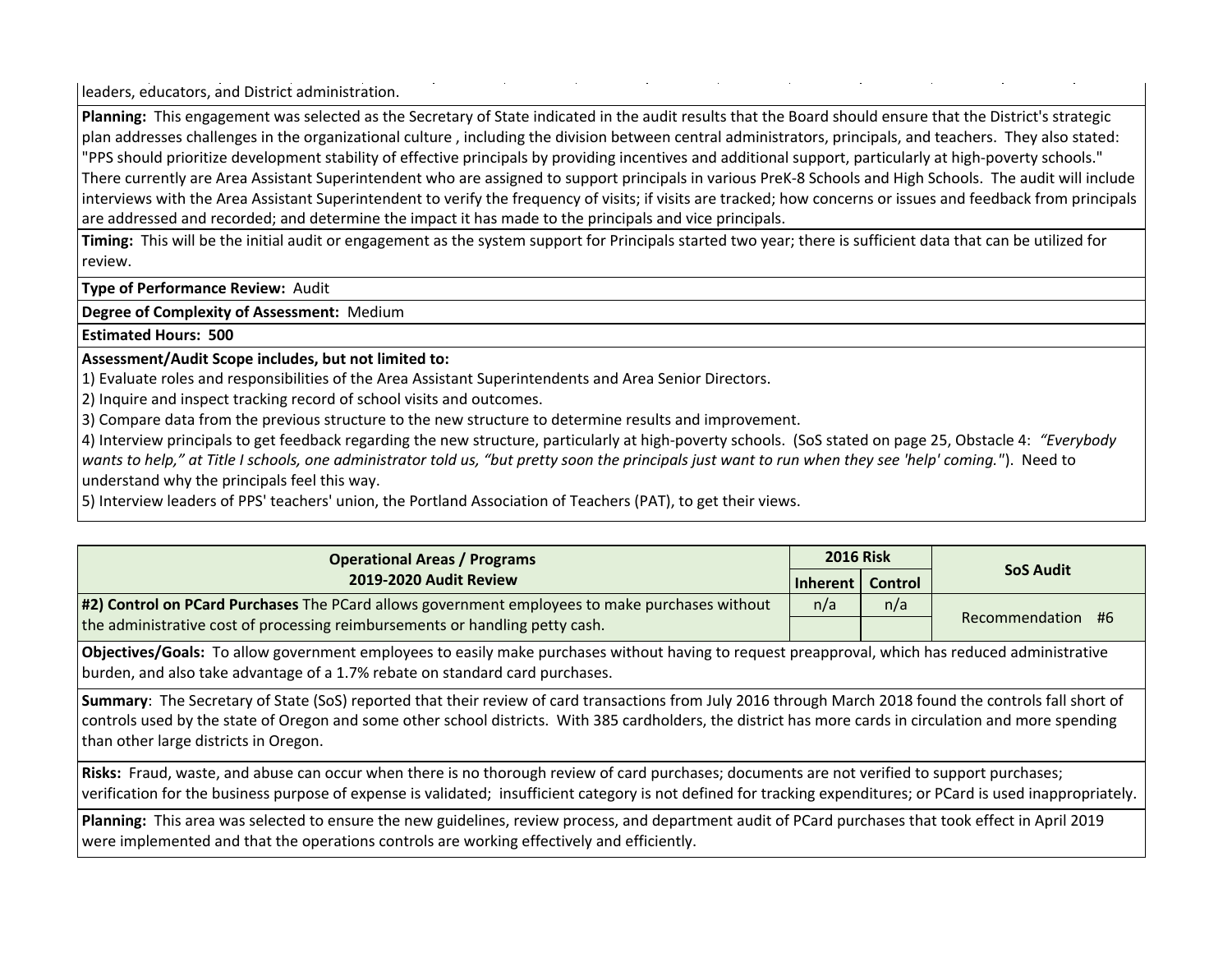leaders, educators, and District administration.

**Planning:** This engagement was selected as the Secretary of State indicated in the audit results that the Board should ensure that the District's strategic plan addresses challenges in the organizational culture , including the division between central administrators, principals, and teachers. They also stated: "PPS should prioritize development stability of effective principals by providing incentives and additional support, particularly at high-poverty schools." There currently are Area Assistant Superintendent who are assigned to support principals in various PreK-8 Schools and High Schools. The audit will include interviews with the Area Assistant Superintendent to verify the frequency of visits; if visits are tracked; how concerns or issues and feedback from principals are addressed and recorded; and determine the impact it has made to the principals and vice principals.

**Timing:** This will be the initial audit or engagement as the system support for Principals started two year; there is sufficient data that can be utilized for review.

**Type of Performance Review:** Audit

**Degree of Complexity of Assessment:** Medium

**Estimated Hours: 500**

**Assessment/Audit Scope includes, but not limited to:**

1) Evaluate roles and responsibilities of the Area Assistant Superintendents and Area Senior Directors.
2) Inquire and inspect tracking record of school visits and outcomes.
3) Compare data from the previous structure to the new structure to determine results and improvement.
4) Interview principals to get feedback regarding the new structure, particularly at high-poverty schools. (SoS stated on page 25, Obstacle 4: *"Everybody wants to help," at Title I schools, one administrator told us, "but pretty soon the principals just want to run when they see 'help' coming."*). Need to understand why the principals feel this way.
5) Interview leaders of PPS' teachers' union, the Portland Association of Teachers (PAT), to get their views.

| Operational Areas / Programs 2019-2020 Audit Review | 2016 Risk | | SoS Audit |
|---|---|---|---|
| | Inherent | Control | |
| **#2) Control on PCard Purchases** The PCard allows government employees to make purchases without the administrative cost of processing reimbursements or handling petty cash. | n/a | n/a | Recommendation #6 |

**Objectives/Goals:** To allow government employees to easily make purchases without having to request preapproval, which has reduced administrative burden, and also take advantage of a 1.7% rebate on standard card purchases.

**Summary**: The Secretary of State (SoS) reported that their review of card transactions from July 2016 through March 2018 found the controls fall short of controls used by the state of Oregon and some other school districts. With 385 cardholders, the district has more cards in circulation and more spending than other large districts in Oregon.

**Risks:** Fraud, waste, and abuse can occur when there is no thorough review of card purchases; documents are not verified to support purchases; verification for the business purpose of expense is validated; insufficient category is not defined for tracking expenditures; or PCard is used inappropriately.

**Planning:** This area was selected to ensure the new guidelines, review process, and department audit of PCard purchases that took effect in April 2019 were implemented and that the operations controls are working effectively and efficiently.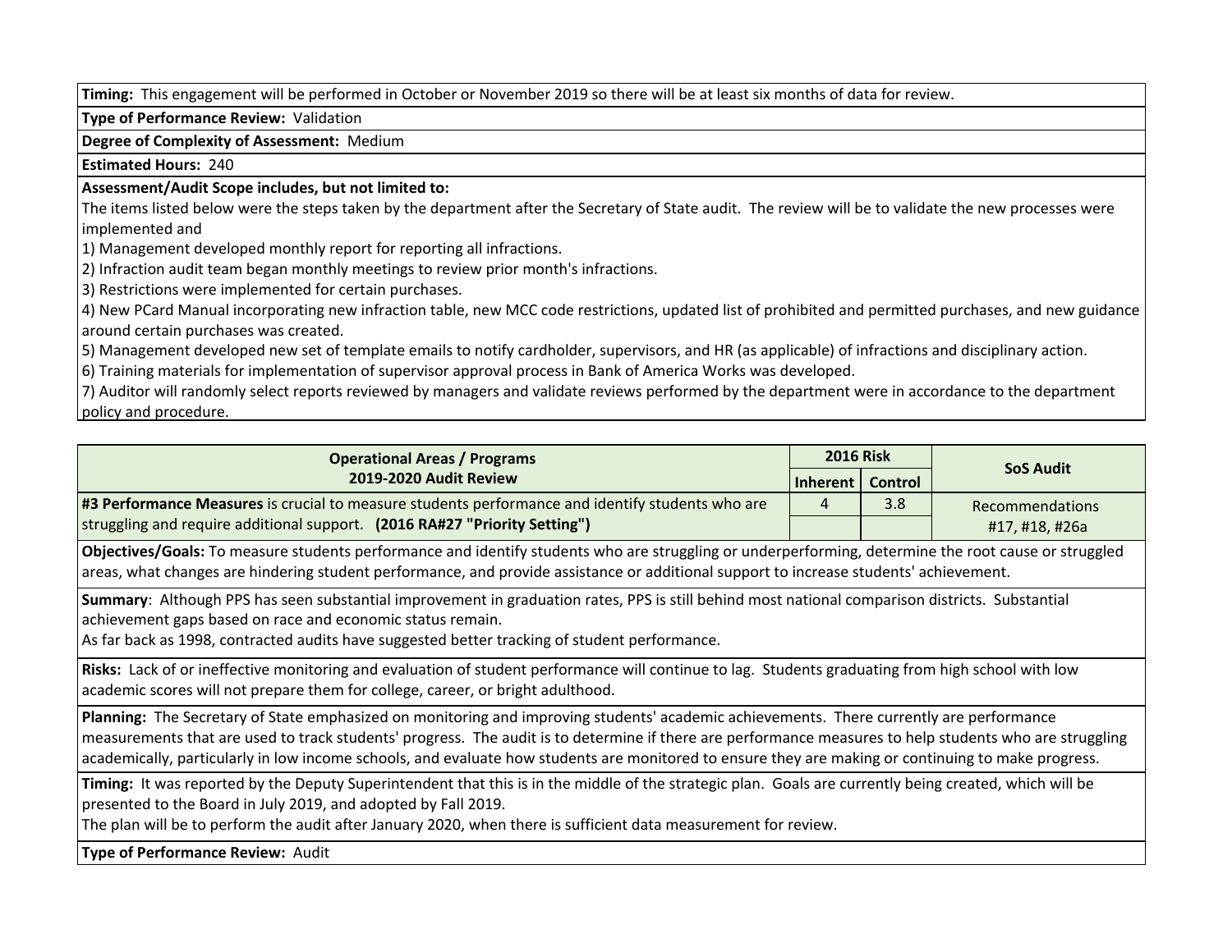**Timing:** This engagement will be performed in October or November 2019 so there will be at least six months of data for review.

**Type of Performance Review:** Validation

**Degree of Complexity of Assessment:** Medium

**Estimated Hours:** 240

**Assessment/Audit Scope includes, but not limited to:**

The items listed below were the steps taken by the department after the Secretary of State audit. The review will be to validate the new processes were implemented and

1) Management developed monthly report for reporting all infractions.
2) Infraction audit team began monthly meetings to review prior month's infractions.
3) Restrictions were implemented for certain purchases.
4) New PCard Manual incorporating new infraction table, new MCC code restrictions, updated list of prohibited and permitted purchases, and new guidance around certain purchases was created.
5) Management developed new set of template emails to notify cardholder, supervisors, and HR (as applicable) of infractions and disciplinary action.
6) Training materials for implementation of supervisor approval process in Bank of America Works was developed.
7) Auditor will randomly select reports reviewed by managers and validate reviews performed by the department were in accordance to the department policy and procedure.

| Operational Areas / Programs 2019-2020 Audit Review | 2016 Risk | | SoS Audit |
|---|---|---|---|
| | Inherent | Control | |
| **#3 Performance Measures** is crucial to measure students performance and identify students who are struggling and require additional support. **(2016 RA#27 "Priority Setting")** | 4 | 3.8 | Recommendations #17, #18, #26a |

**Objectives/Goals:** To measure students performance and identify students who are struggling or underperforming, determine the root cause or struggled areas, what changes are hindering student performance, and provide assistance or additional support to increase students' achievement.

**Summary**: Although PPS has seen substantial improvement in graduation rates, PPS is still behind most national comparison districts. Substantial achievement gaps based on race and economic status remain.
As far back as 1998, contracted audits have suggested better tracking of student performance.

**Risks:** Lack of or ineffective monitoring and evaluation of student performance will continue to lag. Students graduating from high school with low academic scores will not prepare them for college, career, or bright adulthood.

**Planning:** The Secretary of State emphasized on monitoring and improving students' academic achievements. There currently are performance measurements that are used to track students' progress. The audit is to determine if there are performance measures to help students who are struggling academically, particularly in low income schools, and evaluate how students are monitored to ensure they are making or continuing to make progress.

**Timing:** It was reported by the Deputy Superintendent that this is in the middle of the strategic plan. Goals are currently being created, which will be presented to the Board in July 2019, and adopted by Fall 2019.
The plan will be to perform the audit after January 2020, when there is sufficient data measurement for review.

**Type of Performance Review:** Audit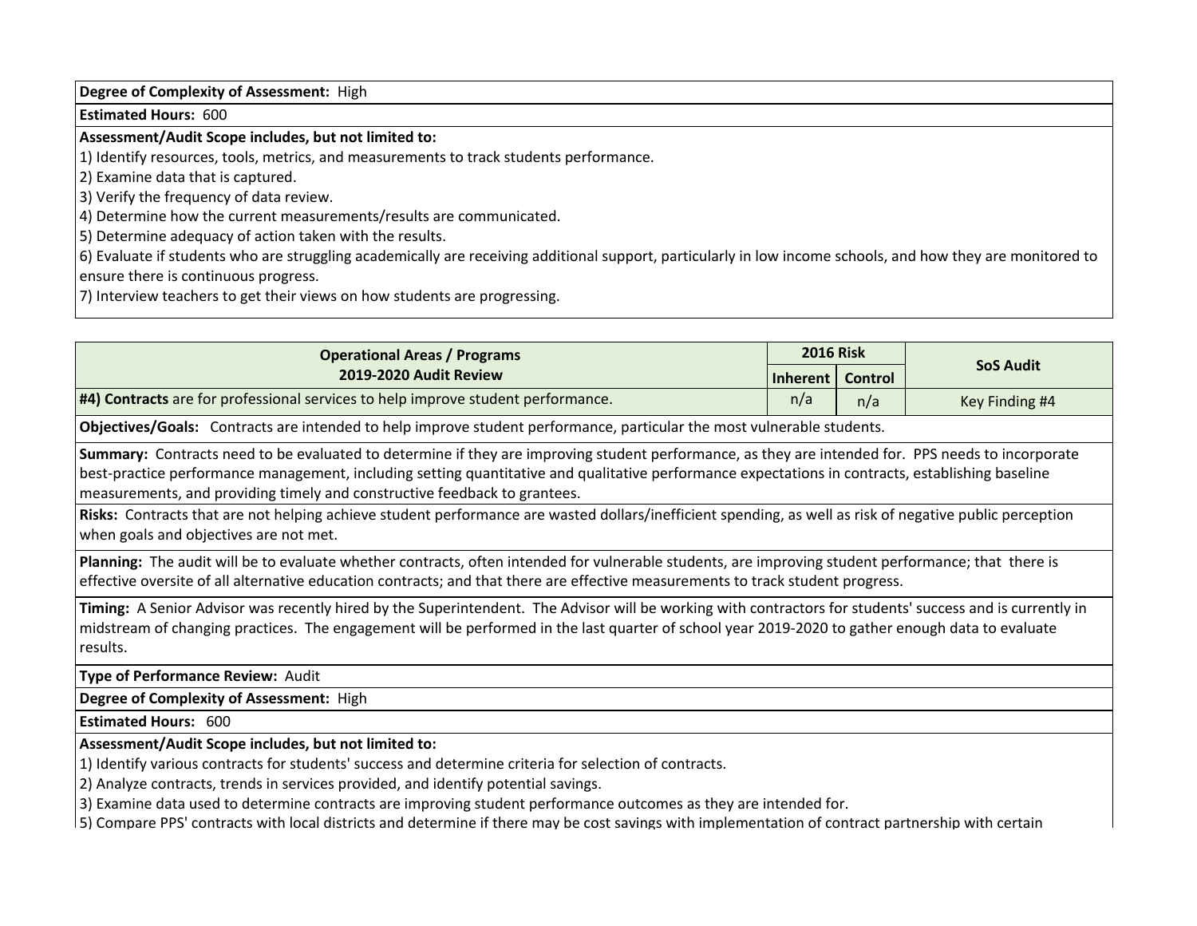**Degree of Complexity of Assessment:** High

**Estimated Hours:** 600

**Assessment/Audit Scope includes, but not limited to:**

1) Identify resources, tools, metrics, and measurements to track students performance.
2) Examine data that is captured.
3) Verify the frequency of data review.
4) Determine how the current measurements/results are communicated.
5) Determine adequacy of action taken with the results.
6) Evaluate if students who are struggling academically are receiving additional support, particularly in low income schools, and how they are monitored to ensure there is continuous progress.
7) Interview teachers to get their views on how students are progressing.

| Operational Areas / Programs 2019-2020 Audit Review | 2016 Risk | | SoS Audit |
|---|---|---|---|
| | Inherent | Control | |
| **#4) Contracts** are for professional services to help improve student performance. | n/a | n/a | Key Finding #4 |

**Objectives/Goals:** Contracts are intended to help improve student performance, particular the most vulnerable students.

**Summary:** Contracts need to be evaluated to determine if they are improving student performance, as they are intended for. PPS needs to incorporate best-practice performance management, including setting quantitative and qualitative performance expectations in contracts, establishing baseline measurements, and providing timely and constructive feedback to grantees.

**Risks:** Contracts that are not helping achieve student performance are wasted dollars/inefficient spending, as well as risk of negative public perception when goals and objectives are not met.

**Planning:** The audit will be to evaluate whether contracts, often intended for vulnerable students, are improving student performance; that there is effective oversite of all alternative education contracts; and that there are effective measurements to track student progress.

**Timing:** A Senior Advisor was recently hired by the Superintendent. The Advisor will be working with contractors for students' success and is currently in midstream of changing practices. The engagement will be performed in the last quarter of school year 2019-2020 to gather enough data to evaluate results.

**Type of Performance Review:** Audit

**Degree of Complexity of Assessment:** High

**Estimated Hours:** 600

**Assessment/Audit Scope includes, but not limited to:**

1) Identify various contracts for students' success and determine criteria for selection of contracts.
2) Analyze contracts, trends in services provided, and identify potential savings.
3) Examine data used to determine contracts are improving student performance outcomes as they are intended for.
5) Compare PPS' contracts with local districts and determine if there may be cost savings with implementation of contract partnership with certain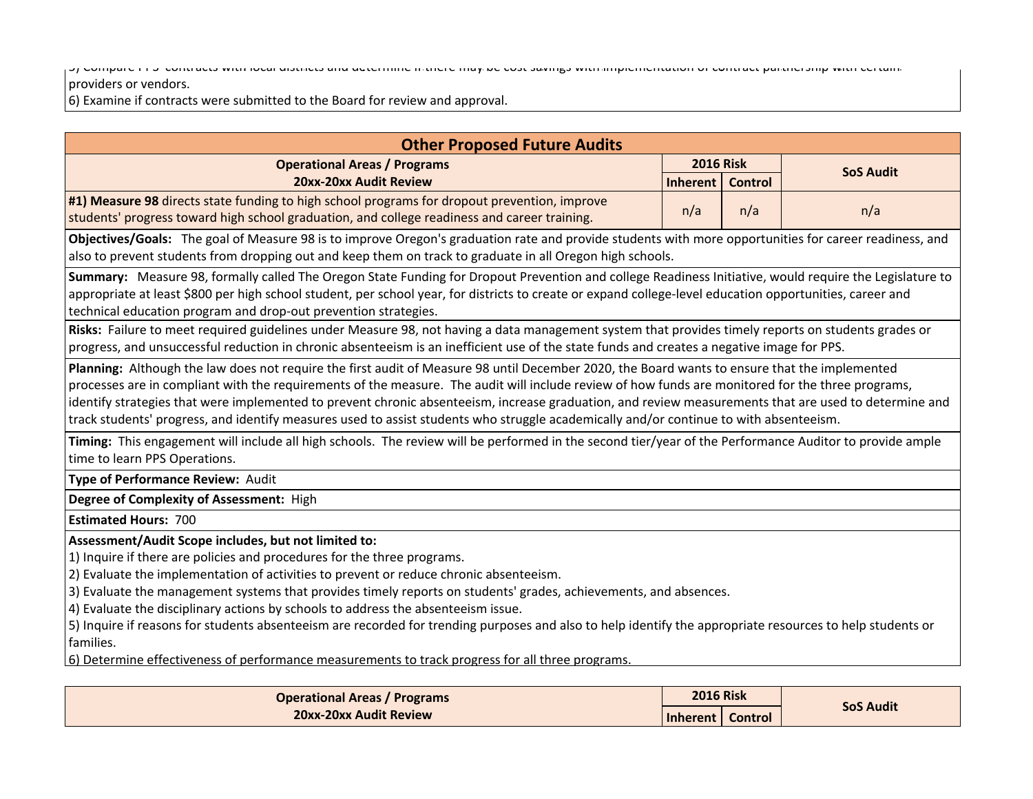5) Compare PPS' contracts with local districts and determine if there may be cost savings with implementation of contract partnership with certain providers or vendors.

6) Examine if contracts were submitted to the Board for review and approval.

## Other Proposed Future Audits

| Operational Areas / Programs 20xx-20xx Audit Review | 2016 Risk | | SoS Audit |
|---|---|---|---|
| | Inherent | Control | |
| **#1) Measure 98** directs state funding to high school programs for dropout prevention, improve students' progress toward high school graduation, and college readiness and career training. | n/a | n/a | n/a |

**Objectives/Goals:** The goal of Measure 98 is to improve Oregon's graduation rate and provide students with more opportunities for career readiness, and also to prevent students from dropping out and keep them on track to graduate in all Oregon high schools.

**Summary:** Measure 98, formally called The Oregon State Funding for Dropout Prevention and college Readiness Initiative, would require the Legislature to appropriate at least $800 per high school student, per school year, for districts to create or expand college-level education opportunities, career and technical education program and drop-out prevention strategies.

**Risks:** Failure to meet required guidelines under Measure 98, not having a data management system that provides timely reports on students grades or progress, and unsuccessful reduction in chronic absenteeism is an inefficient use of the state funds and creates a negative image for PPS.

**Planning:** Although the law does not require the first audit of Measure 98 until December 2020, the Board wants to ensure that the implemented processes are in compliant with the requirements of the measure. The audit will include review of how funds are monitored for the three programs, identify strategies that were implemented to prevent chronic absenteeism, increase graduation, and review measurements that are used to determine and track students' progress, and identify measures used to assist students who struggle academically and/or continue to with absenteeism.

**Timing:** This engagement will include all high schools. The review will be performed in the second tier/year of the Performance Auditor to provide ample time to learn PPS Operations.

**Type of Performance Review:** Audit

**Degree of Complexity of Assessment:** High

**Estimated Hours:** 700

**Assessment/Audit Scope includes, but not limited to:**

1) Inquire if there are policies and procedures for the three programs.
2) Evaluate the implementation of activities to prevent or reduce chronic absenteeism.
3) Evaluate the management systems that provides timely reports on students' grades, achievements, and absences.
4) Evaluate the disciplinary actions by schools to address the absenteeism issue.
5) Inquire if reasons for students absenteeism are recorded for trending purposes and also to help identify the appropriate resources to help students or families.
6) Determine effectiveness of performance measurements to track progress for all three programs.

| Operational Areas / Programs 20xx-20xx Audit Review | 2016 Risk | | SoS Audit |
|---|---|---|---|
| | Inherent | Control | |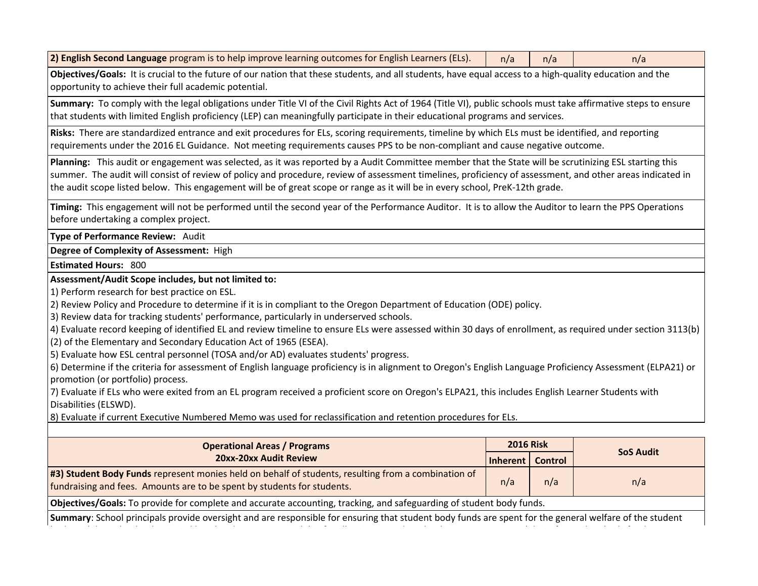| **2) English Second Language** program is to help improve learning outcomes for English Learners (ELs). | n/a | n/a | n/a |
|---|---|---|---|

**Objectives/Goals:** It is crucial to the future of our nation that these students, and all students, have equal access to a high-quality education and the opportunity to achieve their full academic potential.

**Summary:** To comply with the legal obligations under Title VI of the Civil Rights Act of 1964 (Title VI), public schools must take affirmative steps to ensure that students with limited English proficiency (LEP) can meaningfully participate in their educational programs and services.

**Risks:** There are standardized entrance and exit procedures for ELs, scoring requirements, timeline by which ELs must be identified, and reporting requirements under the 2016 EL Guidance. Not meeting requirements causes PPS to be non-compliant and cause negative outcome.

**Planning:** This audit or engagement was selected, as it was reported by a Audit Committee member that the State will be scrutinizing ESL starting this summer. The audit will consist of review of policy and procedure, review of assessment timelines, proficiency of assessment, and other areas indicated in the audit scope listed below. This engagement will be of great scope or range as it will be in every school, PreK-12th grade.

**Timing:** This engagement will not be performed until the second year of the Performance Auditor. It is to allow the Auditor to learn the PPS Operations before undertaking a complex project.

**Type of Performance Review:** Audit

**Degree of Complexity of Assessment:** High

**Estimated Hours:** 800

**Assessment/Audit Scope includes, but not limited to:**

1) Perform research for best practice on ESL.
2) Review Policy and Procedure to determine if it is in compliant to the Oregon Department of Education (ODE) policy.
3) Review data for tracking students' performance, particularly in underserved schools.
4) Evaluate record keeping of identified EL and review timeline to ensure ELs were assessed within 30 days of enrollment, as required under section 3113(b)(2) of the Elementary and Secondary Education Act of 1965 (ESEA).
5) Evaluate how ESL central personnel (TOSA and/or AD) evaluates students' progress.
6) Determine if the criteria for assessment of English language proficiency is in alignment to Oregon's English Language Proficiency Assessment (ELPA21) or promotion (or portfolio) process.
7) Evaluate if ELs who were exited from an EL program received a proficient score on Oregon's ELPA21, this includes English Learner Students with Disabilities (ELSWD).
8) Evaluate if current Executive Numbered Memo was used for reclassification and retention procedures for ELs.

| Operational Areas / Programs<br>20xx-20xx Audit Review | 2016 Risk | | SoS Audit |
|---|---|---|---|
| | Inherent | Control | |
| **#3) Student Body Funds** represent monies held on behalf of students, resulting from a combination of fundraising and fees. Amounts are to be spent by students for students. | n/a | n/a | n/a |

**Objectives/Goals:** To provide for complete and accurate accounting, tracking, and safeguarding of student body funds.

**Summary**: School principals provide oversight and are responsible for ensuring that student body funds are spent for the general welfare of the student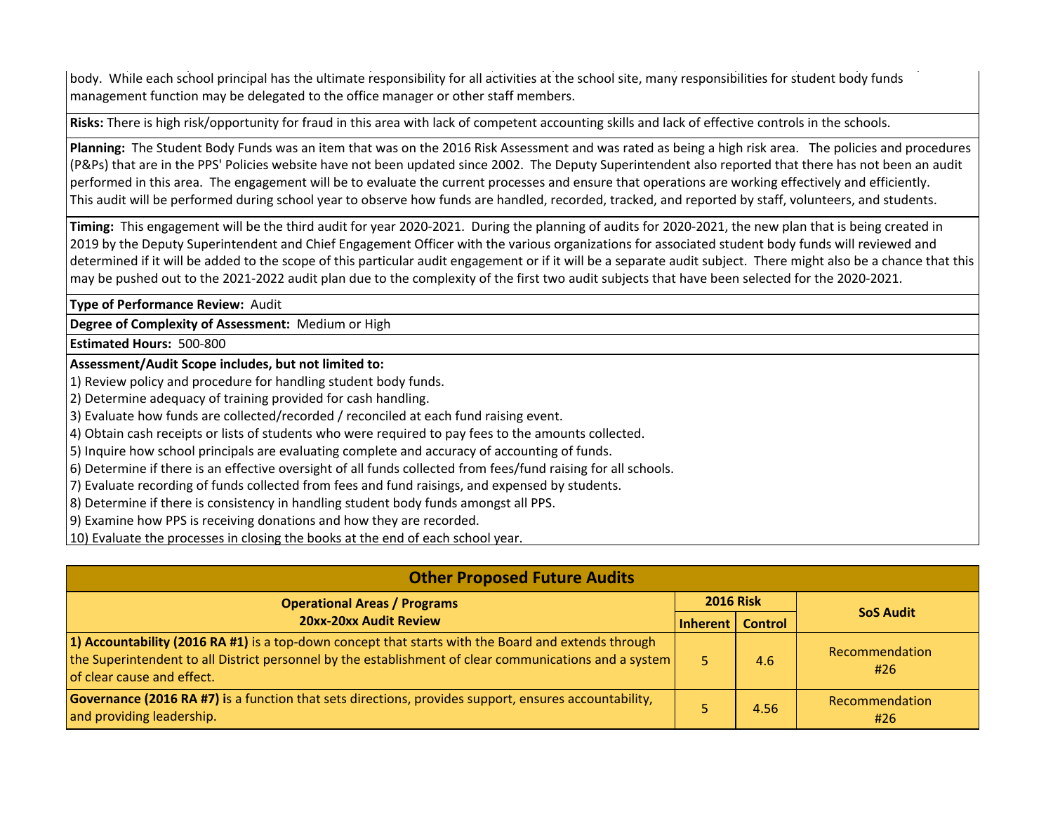body. While each school principal has the ultimate responsibility for all activities at the school site, many responsibilities for student body funds management function may be delegated to the office manager or other staff members.

**Risks:** There is high risk/opportunity for fraud in this area with lack of competent accounting skills and lack of effective controls in the schools.

**Planning:** The Student Body Funds was an item that was on the 2016 Risk Assessment and was rated as being a high risk area. The policies and procedures (P&Ps) that are in the PPS' Policies website have not been updated since 2002. The Deputy Superintendent also reported that there has not been an audit performed in this area. The engagement will be to evaluate the current processes and ensure that operations are working effectively and efficiently. This audit will be performed during school year to observe how funds are handled, recorded, tracked, and reported by staff, volunteers, and students.

**Timing:** This engagement will be the third audit for year 2020-2021. During the planning of audits for 2020-2021, the new plan that is being created in 2019 by the Deputy Superintendent and Chief Engagement Officer with the various organizations for associated student body funds will reviewed and determined if it will be added to the scope of this particular audit engagement or if it will be a separate audit subject. There might also be a chance that this may be pushed out to the 2021-2022 audit plan due to the complexity of the first two audit subjects that have been selected for the 2020-2021.

**Type of Performance Review:** Audit

**Degree of Complexity of Assessment:** Medium or High

**Estimated Hours:** 500-800

**Assessment/Audit Scope includes, but not limited to:**

1) Review policy and procedure for handling student body funds.
2) Determine adequacy of training provided for cash handling.
3) Evaluate how funds are collected/recorded / reconciled at each fund raising event.
4) Obtain cash receipts or lists of students who were required to pay fees to the amounts collected.
5) Inquire how school principals are evaluating complete and accuracy of accounting of funds.
6) Determine if there is an effective oversight of all funds collected from fees/fund raising for all schools.
7) Evaluate recording of funds collected from fees and fund raisings, and expensed by students.
8) Determine if there is consistency in handling student body funds amongst all PPS.
9) Examine how PPS is receiving donations and how they are recorded.
10) Evaluate the processes in closing the books at the end of each school year.

## Other Proposed Future Audits

| Operational Areas / Programs 20xx-20xx Audit Review | 2016 Risk | | SoS Audit |
|---|---|---|---|
| | Inherent | Control | |
| **1) Accountability (2016 RA #1)** is a top-down concept that starts with the Board and extends through the Superintendent to all District personnel by the establishment of clear communications and a system of clear cause and effect. | 5 | 4.6 | Recommendation #26 |
| **Governance (2016 RA #7)** is a function that sets directions, provides support, ensures accountability, and providing leadership. | 5 | 4.56 | Recommendation #26 |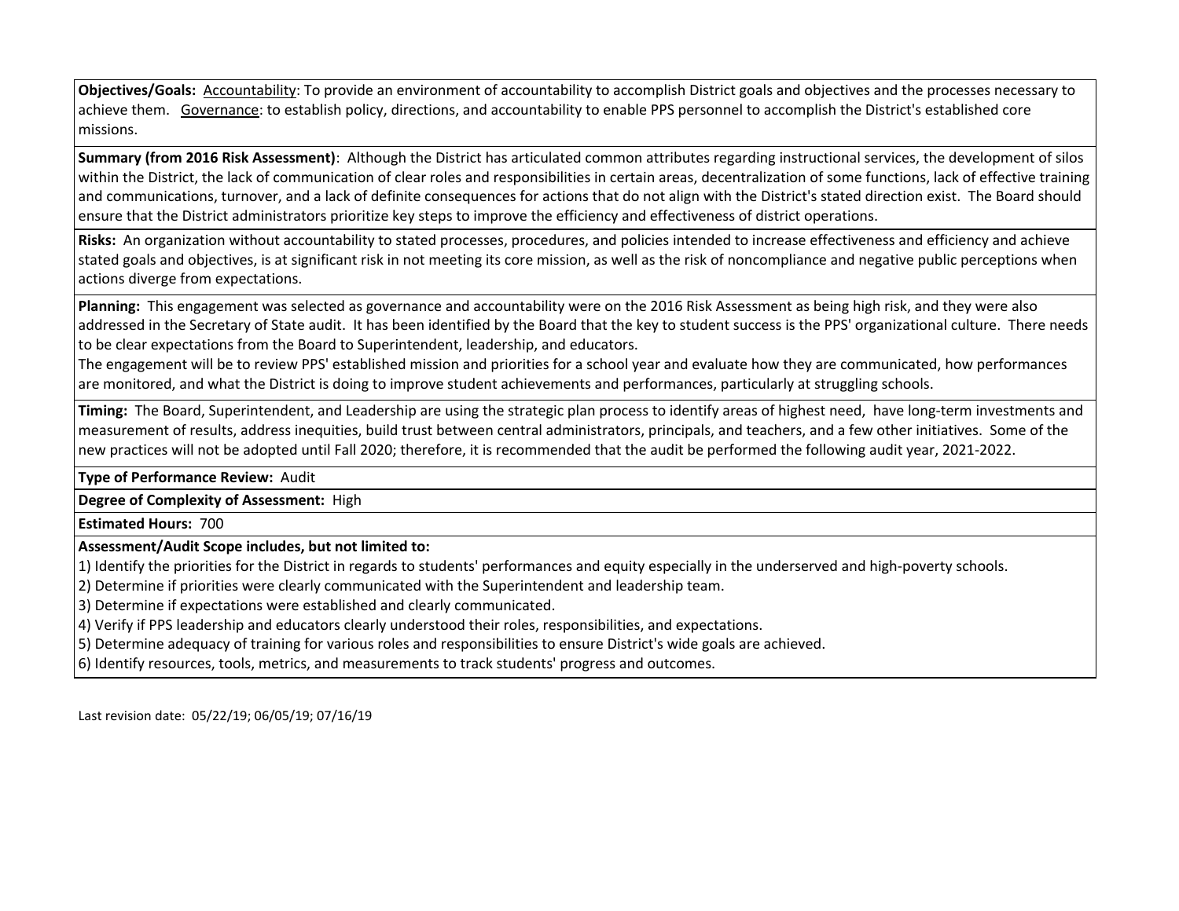**Objectives/Goals:** Accountability: To provide an environment of accountability to accomplish District goals and objectives and the processes necessary to achieve them. Governance: to establish policy, directions, and accountability to enable PPS personnel to accomplish the District's established core missions.

**Summary (from 2016 Risk Assessment)**: Although the District has articulated common attributes regarding instructional services, the development of silos within the District, the lack of communication of clear roles and responsibilities in certain areas, decentralization of some functions, lack of effective training and communications, turnover, and a lack of definite consequences for actions that do not align with the District's stated direction exist. The Board should ensure that the District administrators prioritize key steps to improve the efficiency and effectiveness of district operations.

**Risks:** An organization without accountability to stated processes, procedures, and policies intended to increase effectiveness and efficiency and achieve stated goals and objectives, is at significant risk in not meeting its core mission, as well as the risk of noncompliance and negative public perceptions when actions diverge from expectations.

**Planning:** This engagement was selected as governance and accountability were on the 2016 Risk Assessment as being high risk, and they were also addressed in the Secretary of State audit. It has been identified by the Board that the key to student success is the PPS' organizational culture. There needs to be clear expectations from the Board to Superintendent, leadership, and educators.
The engagement will be to review PPS' established mission and priorities for a school year and evaluate how they are communicated, how performances are monitored, and what the District is doing to improve student achievements and performances, particularly at struggling schools.

**Timing:** The Board, Superintendent, and Leadership are using the strategic plan process to identify areas of highest need, have long-term investments and measurement of results, address inequities, build trust between central administrators, principals, and teachers, and a few other initiatives. Some of the new practices will not be adopted until Fall 2020; therefore, it is recommended that the audit be performed the following audit year, 2021-2022.

**Type of Performance Review:** Audit

**Degree of Complexity of Assessment:** High

**Estimated Hours:** 700

**Assessment/Audit Scope includes, but not limited to:**

1) Identify the priorities for the District in regards to students' performances and equity especially in the underserved and high-poverty schools.
2) Determine if priorities were clearly communicated with the Superintendent and leadership team.
3) Determine if expectations were established and clearly communicated.
4) Verify if PPS leadership and educators clearly understood their roles, responsibilities, and expectations.
5) Determine adequacy of training for various roles and responsibilities to ensure District's wide goals are achieved.
6) Identify resources, tools, metrics, and measurements to track students' progress and outcomes.

Last revision date: 05/22/19; 06/05/19; 07/16/19